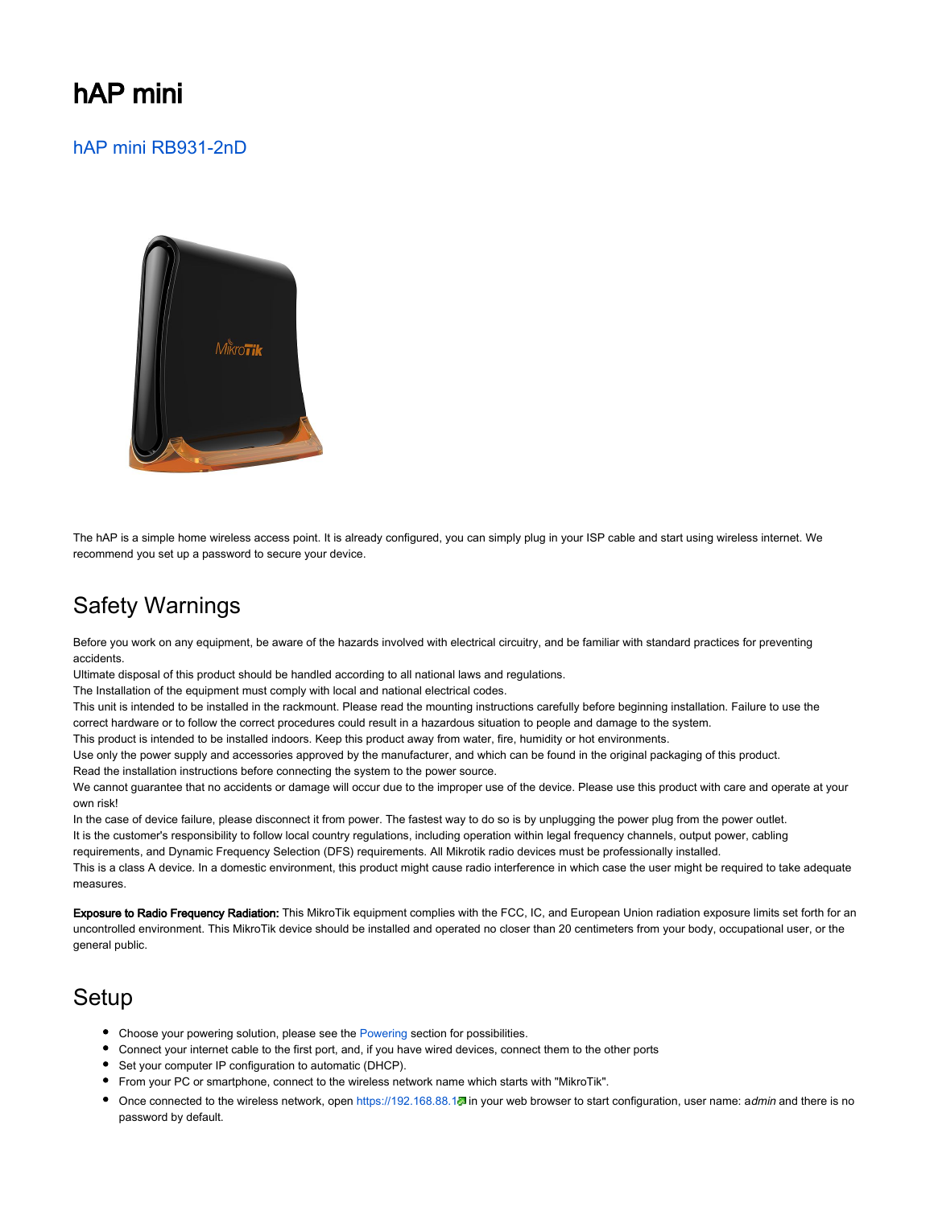# hAP mini

## hAP mini RB931-2nD

The hAP is a simple home wireless access point. It is already configured, you can simply plug in your ISP cable and start using wireless internet. We recommend you set up a password to secure your device.

## Safety Warnings

Before you work on any equipment, be aware of the hazards involved with electrical circuitry, and be familiar with standard practices for preventing accidents.
Ultimate disposal of this product should be handled according to all national laws and regulations.
The Installation of the equipment must comply with local and national electrical codes.
This unit is intended to be installed in the rackmount. Please read the mounting instructions carefully before beginning installation. Failure to use the correct hardware or to follow the correct procedures could result in a hazardous situation to people and damage to the system.
This product is intended to be installed indoors. Keep this product away from water, fire, humidity or hot environments.
Use only the power supply and accessories approved by the manufacturer, and which can be found in the original packaging of this product.
Read the installation instructions before connecting the system to the power source.
We cannot guarantee that no accidents or damage will occur due to the improper use of the device. Please use this product with care and operate at your own risk!
In the case of device failure, please disconnect it from power. The fastest way to do so is by unplugging the power plug from the power outlet.
It is the customer's responsibility to follow local country regulations, including operation within legal frequency channels, output power, cabling requirements, and Dynamic Frequency Selection (DFS) requirements. All Mikrotik radio devices must be professionally installed.
This is a class A device. In a domestic environment, this product might cause radio interference in which case the user might be required to take adequate measures.

**Exposure to Radio Frequency Radiation:** This MikroTik equipment complies with the FCC, IC, and European Union radiation exposure limits set forth for an uncontrolled environment. This MikroTik device should be installed and operated no closer than 20 centimeters from your body, occupational user, or the general public.

## Setup

- Choose your powering solution, please see the Powering section for possibilities.
- Connect your internet cable to the first port, and, if you have wired devices, connect them to the other ports
- Set your computer IP configuration to automatic (DHCP).
- From your PC or smartphone, connect to the wireless network name which starts with "MikroTik".
- Once connected to the wireless network, open https://192.168.88.1 in your web browser to start configuration, user name: a*dmin* and there is no password by default.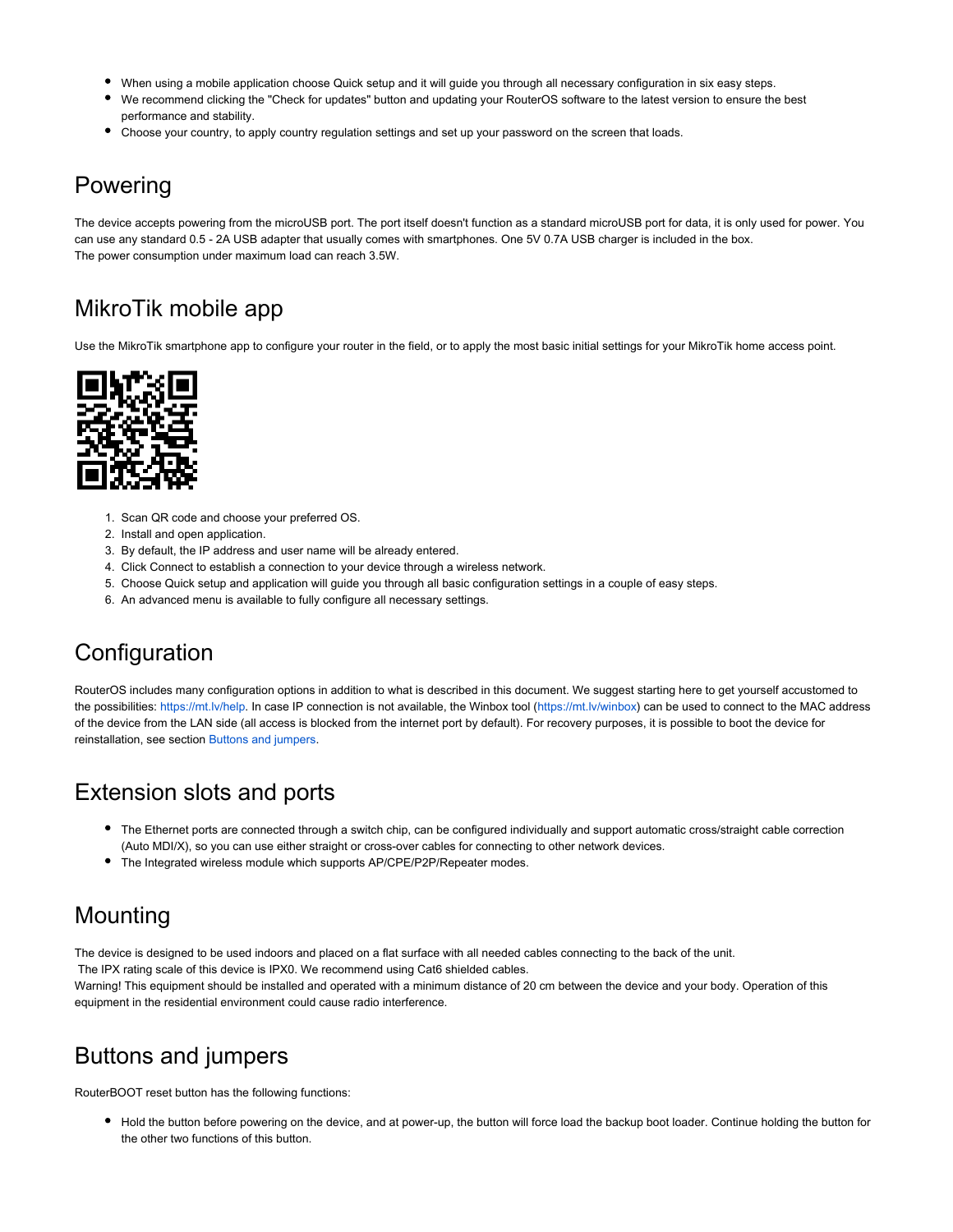- When using a mobile application choose Quick setup and it will guide you through all necessary configuration in six easy steps.
- We recommend clicking the "Check for updates" button and updating your RouterOS software to the latest version to ensure the best performance and stability.
- Choose your country, to apply country regulation settings and set up your password on the screen that loads.

## Powering

The device accepts powering from the microUSB port. The port itself doesn't function as a standard microUSB port for data, it is only used for power. You can use any standard 0.5 - 2A USB adapter that usually comes with smartphones. One 5V 0.7A USB charger is included in the box.
The power consumption under maximum load can reach 3.5W.

## MikroTik mobile app

Use the MikroTik smartphone app to configure your router in the field, or to apply the most basic initial settings for your MikroTik home access point.

1. Scan QR code and choose your preferred OS.
2. Install and open application.
3. By default, the IP address and user name will be already entered.
4. Click Connect to establish a connection to your device through a wireless network.
5. Choose Quick setup and application will guide you through all basic configuration settings in a couple of easy steps.
6. An advanced menu is available to fully configure all necessary settings.

## Configuration

RouterOS includes many configuration options in addition to what is described in this document. We suggest starting here to get yourself accustomed to the possibilities: https://mt.lv/help. In case IP connection is not available, the Winbox tool (https://mt.lv/winbox) can be used to connect to the MAC address of the device from the LAN side (all access is blocked from the internet port by default). For recovery purposes, it is possible to boot the device for reinstallation, see section Buttons and jumpers.

## Extension slots and ports

- The Ethernet ports are connected through a switch chip, can be configured individually and support automatic cross/straight cable correction (Auto MDI/X), so you can use either straight or cross-over cables for connecting to other network devices.
- The Integrated wireless module which supports AP/CPE/P2P/Repeater modes.

## Mounting

The device is designed to be used indoors and placed on a flat surface with all needed cables connecting to the back of the unit.
The IPX rating scale of this device is IPX0. We recommend using Cat6 shielded cables.
Warning! This equipment should be installed and operated with a minimum distance of 20 cm between the device and your body. Operation of this equipment in the residential environment could cause radio interference.

## Buttons and jumpers

RouterBOOT reset button has the following functions:

- Hold the button before powering on the device, and at power-up, the button will force load the backup boot loader. Continue holding the button for the other two functions of this button.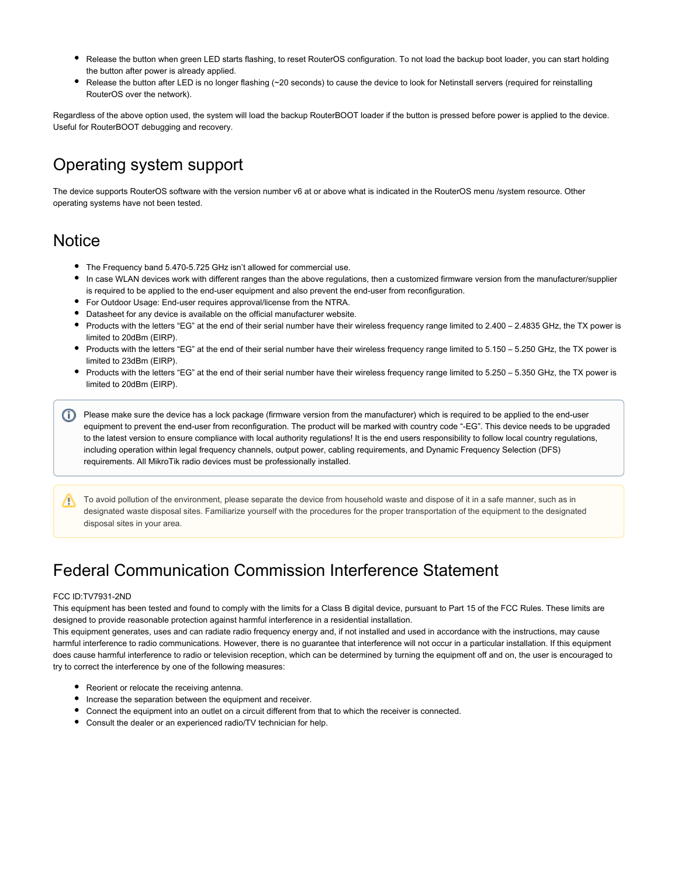- Release the button when green LED starts flashing, to reset RouterOS configuration. To not load the backup boot loader, you can start holding the button after power is already applied.
- Release the button after LED is no longer flashing (~20 seconds) to cause the device to look for Netinstall servers (required for reinstalling RouterOS over the network).

Regardless of the above option used, the system will load the backup RouterBOOT loader if the button is pressed before power is applied to the device. Useful for RouterBOOT debugging and recovery.

## Operating system support

The device supports RouterOS software with the version number v6 at or above what is indicated in the RouterOS menu /system resource. Other operating systems have not been tested.

## Notice

- The Frequency band 5.470-5.725 GHz isn't allowed for commercial use.
- In case WLAN devices work with different ranges than the above regulations, then a customized firmware version from the manufacturer/supplier is required to be applied to the end-user equipment and also prevent the end-user from reconfiguration.
- For Outdoor Usage: End-user requires approval/license from the NTRA.
- Datasheet for any device is available on the official manufacturer website.
- Products with the letters "EG" at the end of their serial number have their wireless frequency range limited to 2.400 – 2.4835 GHz, the TX power is limited to 20dBm (EIRP).
- Products with the letters "EG" at the end of their serial number have their wireless frequency range limited to 5.150 – 5.250 GHz, the TX power is limited to 23dBm (EIRP).
- Products with the letters "EG" at the end of their serial number have their wireless frequency range limited to 5.250 – 5.350 GHz, the TX power is limited to 20dBm (EIRP).

Please make sure the device has a lock package (firmware version from the manufacturer) which is required to be applied to the end-user equipment to prevent the end-user from reconfiguration. The product will be marked with country code "-EG". This device needs to be upgraded to the latest version to ensure compliance with local authority regulations! It is the end users responsibility to follow local country regulations, including operation within legal frequency channels, output power, cabling requirements, and Dynamic Frequency Selection (DFS) requirements. All MikroTik radio devices must be professionally installed.

To avoid pollution of the environment, please separate the device from household waste and dispose of it in a safe manner, such as in designated waste disposal sites. Familiarize yourself with the procedures for the proper transportation of the equipment to the designated disposal sites in your area.

## Federal Communication Commission Interference Statement

FCC ID:TV7931-2ND
This equipment has been tested and found to comply with the limits for a Class B digital device, pursuant to Part 15 of the FCC Rules. These limits are designed to provide reasonable protection against harmful interference in a residential installation.
This equipment generates, uses and can radiate radio frequency energy and, if not installed and used in accordance with the instructions, may cause harmful interference to radio communications. However, there is no guarantee that interference will not occur in a particular installation. If this equipment does cause harmful interference to radio or television reception, which can be determined by turning the equipment off and on, the user is encouraged to try to correct the interference by one of the following measures:

- Reorient or relocate the receiving antenna.
- Increase the separation between the equipment and receiver.
- Connect the equipment into an outlet on a circuit different from that to which the receiver is connected.
- Consult the dealer or an experienced radio/TV technician for help.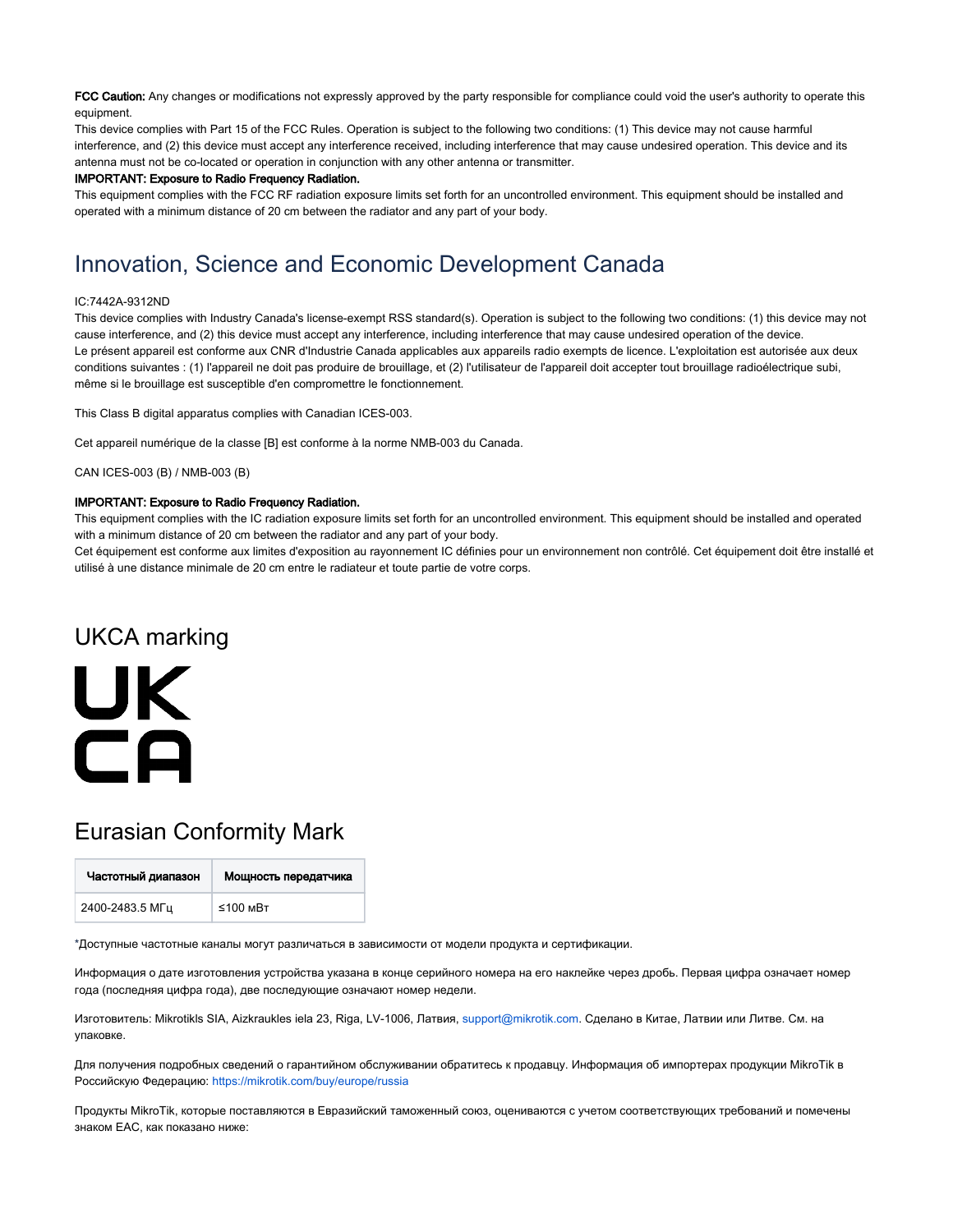**FCC Caution:** Any changes or modifications not expressly approved by the party responsible for compliance could void the user's authority to operate this equipment.

This device complies with Part 15 of the FCC Rules. Operation is subject to the following two conditions: (1) This device may not cause harmful interference, and (2) this device must accept any interference received, including interference that may cause undesired operation. This device and its antenna must not be co-located or operation in conjunction with any other antenna or transmitter.

**IMPORTANT: Exposure to Radio Frequency Radiation.**

This equipment complies with the FCC RF radiation exposure limits set forth for an uncontrolled environment. This equipment should be installed and operated with a minimum distance of 20 cm between the radiator and any part of your body.

## Innovation, Science and Economic Development Canada

IC:7442A-9312ND

This device complies with Industry Canada's license-exempt RSS standard(s). Operation is subject to the following two conditions: (1) this device may not cause interference, and (2) this device must accept any interference, including interference that may cause undesired operation of the device.

Le présent appareil est conforme aux CNR d'Industrie Canada applicables aux appareils radio exempts de licence. L'exploitation est autorisée aux deux conditions suivantes : (1) l'appareil ne doit pas produire de brouillage, et (2) l'utilisateur de l'appareil doit accepter tout brouillage radioélectrique subi, même si le brouillage est susceptible d'en compromettre le fonctionnement.

This Class B digital apparatus complies with Canadian ICES-003.

Cet appareil numérique de la classe [B] est conforme à la norme NMB-003 du Canada.

CAN ICES-003 (B) / NMB-003 (B)

**IMPORTANT: Exposure to Radio Frequency Radiation.**

This equipment complies with the IC radiation exposure limits set forth for an uncontrolled environment. This equipment should be installed and operated with a minimum distance of 20 cm between the radiator and any part of your body.

Cet équipement est conforme aux limites d'exposition au rayonnement IC définies pour un environnement non contrôlé. Cet équipement doit être installé et utilisé à une distance minimale de 20 cm entre le radiateur et toute partie de votre corps.

## UKCA marking

UK
CA

## Eurasian Conformity Mark

| Частотный диапазон | Мощность передатчика |
|---|---|
| 2400-2483.5 МГц | ≤100 мВт |

*Доступные частотные каналы могут различаться в зависимости от модели продукта и сертификации.

Информация о дате изготовления устройства указана в конце серийного номера на его наклейке через дробь. Первая цифра означает номер года (последняя цифра года), две последующие означают номер недели.

Изготовитель: Mikrotikls SIA, Aizkraukles iela 23, Riga, LV-1006, Латвия, support@mikrotik.com. Сделано в Китае, Латвии или Литве. См. на упаковке.

Для получения подробных сведений о гарантийном обслуживании обратитесь к продавцу. Информация об импортерах продукции MikroTik в Российскую Федерацию: https://mikrotik.com/buy/europe/russia

Продукты MikroTik, которые поставляются в Евразийский таможенный союз, оцениваются с учетом соответствующих требований и помечены знаком EAC, как показано ниже: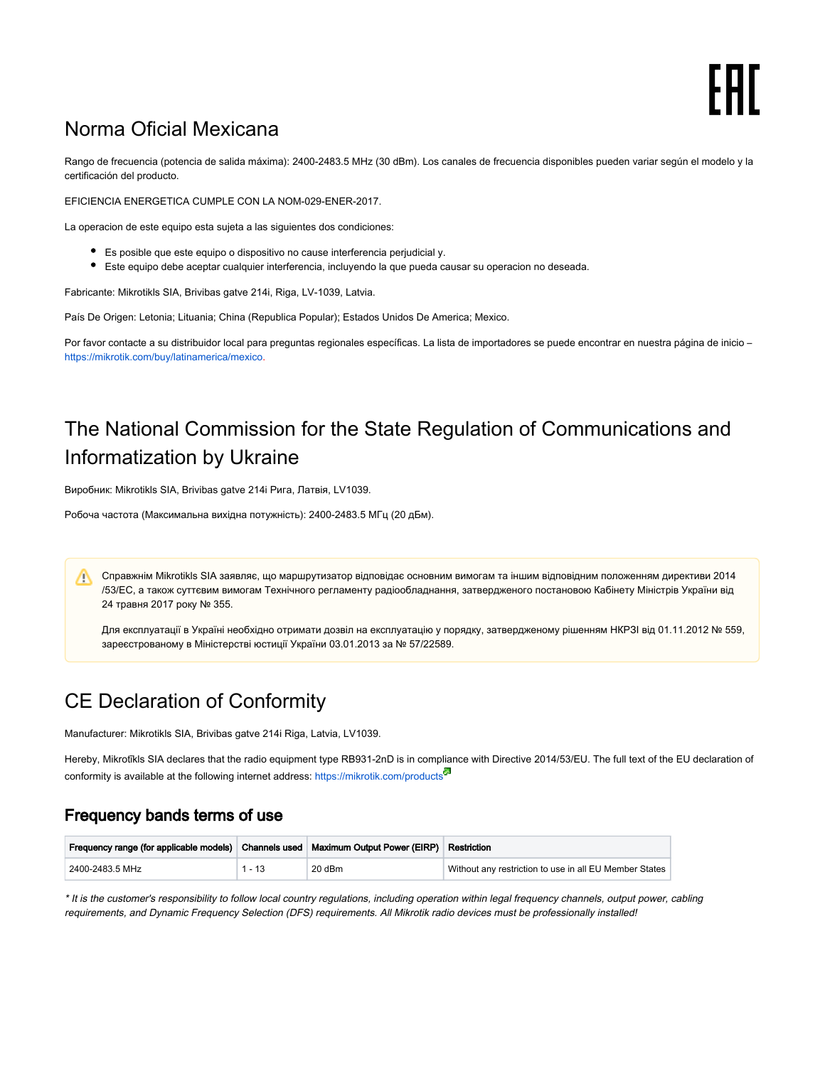EAC

# Norma Oficial Mexicana

Rango de frecuencia (potencia de salida máxima): 2400-2483.5 MHz (30 dBm). Los canales de frecuencia disponibles pueden variar según el modelo y la certificación del producto.

EFICIENCIA ENERGETICA CUMPLE CON LA NOM-029-ENER-2017.

La operacion de este equipo esta sujeta a las siguientes dos condiciones:

- Es posible que este equipo o dispositivo no cause interferencia perjudicial y.
- Este equipo debe aceptar cualquier interferencia, incluyendo la que pueda causar su operacion no deseada.

Fabricante: Mikrotikls SIA, Brivibas gatve 214i, Riga, LV-1039, Latvia.

País De Origen: Letonia; Lituania; China (Republica Popular); Estados Unidos De America; Mexico.

Por favor contacte a su distribuidor local para preguntas regionales específicas. La lista de importadores se puede encontrar en nuestra página de inicio – https://mikrotik.com/buy/latinamerica/mexico.

# The National Commission for the State Regulation of Communications and Informatization by Ukraine

Виробник: Mikrotikls SIA, Brivibas gatve 214i Рига, Латвія, LV1039.

Робоча частота (Максимальна вихідна потужність): 2400-2483.5 МГц (20 дБм).

Справжнім Mikrotikls SIA заявляє, що маршрутизатор відповідає основним вимогам та іншим відповідним положенням директиви 2014/53/EC, а також суттєвим вимогам Технічного регламенту радіообладнання, затвердженого постановою Кабінету Міністрів України від 24 травня 2017 року № 355.

Для експлуатації в Україні необхідно отримати дозвіл на експлуатацію у порядку, затвердженому рішенням НКРЗІ від 01.11.2012 № 559, зареєстрованому в Міністерстві юстиції України 03.01.2013 за № 57/22589.

# CE Declaration of Conformity

Manufacturer: Mikrotikls SIA, Brivibas gatve 214i Riga, Latvia, LV1039.

Hereby, Mikrotīkls SIA declares that the radio equipment type RB931-2nD is in compliance with Directive 2014/53/EU. The full text of the EU declaration of conformity is available at the following internet address: https://mikrotik.com/products

## Frequency bands terms of use

| Frequency range (for applicable models) | Channels used | Maximum Output Power (EIRP) | Restriction |
|---|---|---|---|
| 2400-2483.5 MHz | 1 - 13 | 20 dBm | Without any restriction to use in all EU Member States |

*\* It is the customer's responsibility to follow local country regulations, including operation within legal frequency channels, output power, cabling requirements, and Dynamic Frequency Selection (DFS) requirements. All Mikrotik radio devices must be professionally installed!*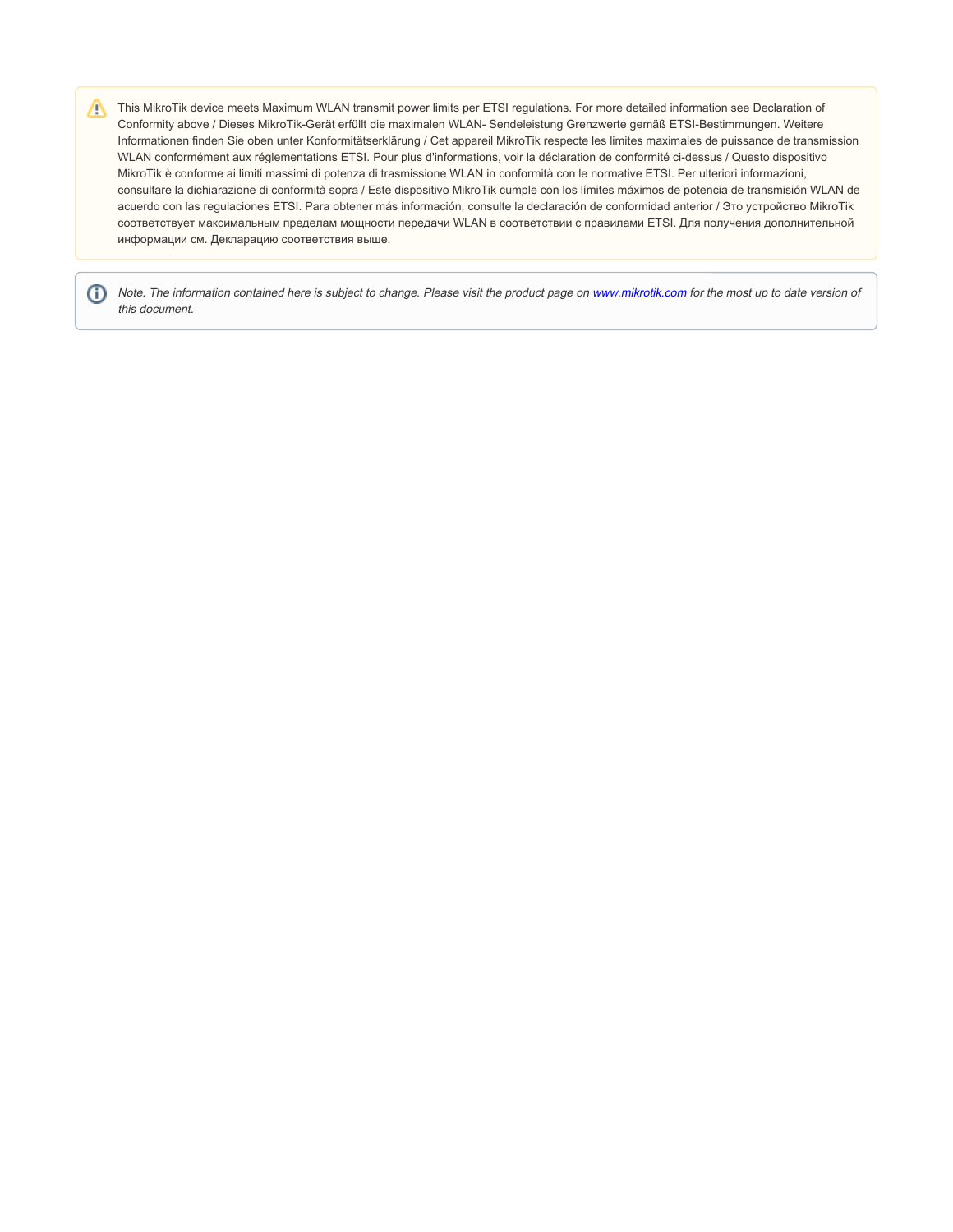This MikroTik device meets Maximum WLAN transmit power limits per ETSI regulations. For more detailed information see Declaration of Conformity above / Dieses MikroTik-Gerät erfüllt die maximalen WLAN- Sendeleistung Grenzwerte gemäß ETSI-Bestimmungen. Weitere Informationen finden Sie oben unter Konformitätserklärung / Cet appareil MikroTik respecte les limites maximales de puissance de transmission WLAN conformément aux réglementations ETSI. Pour plus d'informations, voir la déclaration de conformité ci-dessus / Questo dispositivo MikroTik è conforme ai limiti massimi di potenza di trasmissione WLAN in conformità con le normative ETSI. Per ulteriori informazioni, consultare la dichiarazione di conformità sopra / Este dispositivo MikroTik cumple con los límites máximos de potencia de transmisión WLAN de acuerdo con las regulaciones ETSI. Para obtener más información, consulte la declaración de conformidad anterior / Это устройство MikroTik соответствует максимальным пределам мощности передачи WLAN в соответствии с правилами ETSI. Для получения дополнительной информации см. Декларацию соответствия выше.

*Note. The information contained here is subject to change. Please visit the product page on [www.mikrotik.com](http://www.mikrotik.com) for the most up to date version of this document.*